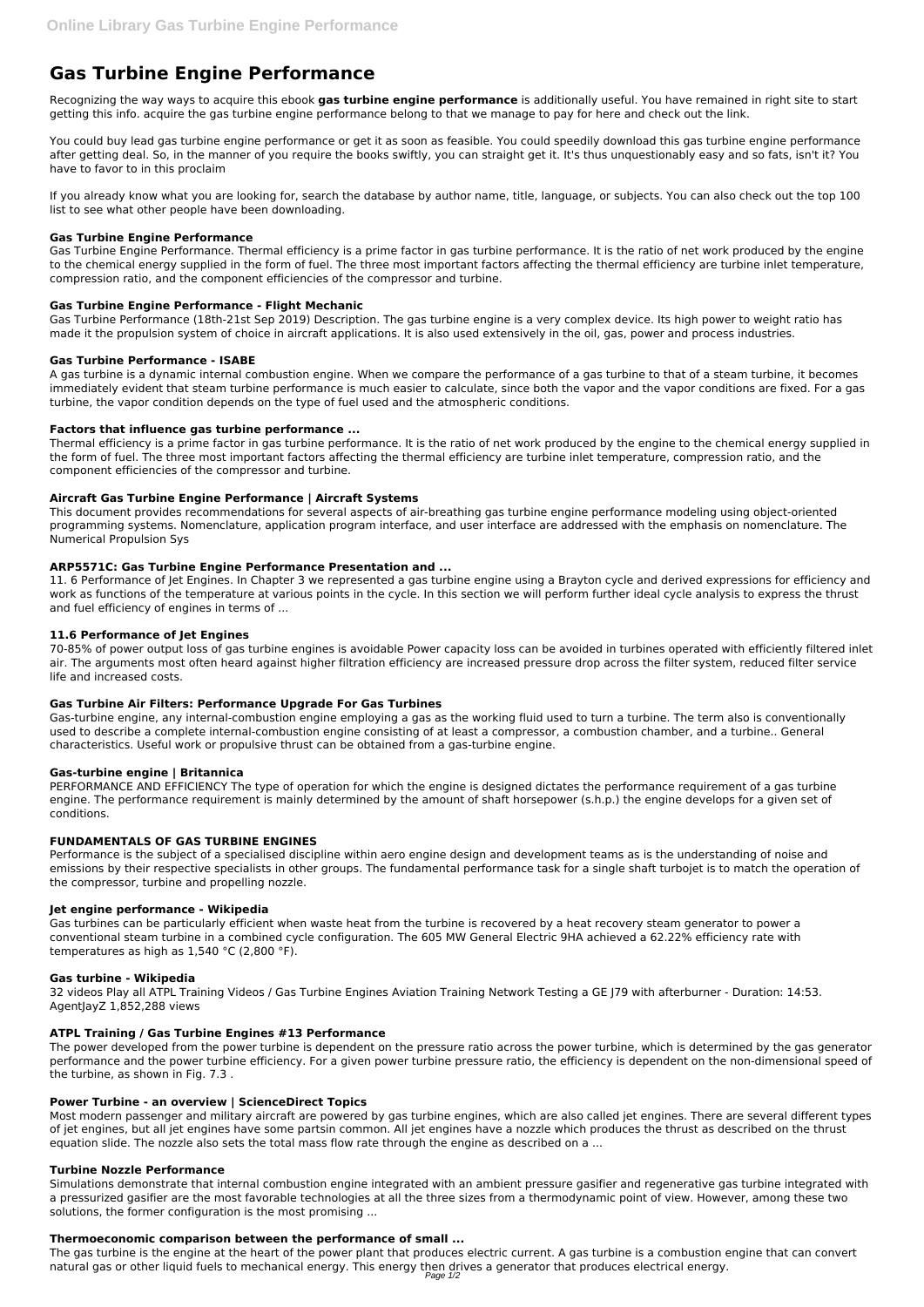# Gas Turbine Engine Performance

Recognizing the way ways to acquire this ebook **gas turbine engine performance** is additionally useful. You have remained in right site to start getting this info. acquire the gas turbine engine performance belong to that we manage to pay for here and check out the link.

You could buy lead gas turbine engine performance or get it as soon as feasible. You could speedily download this gas turbine engine performance after getting deal. So, in the manner of you require the books swiftly, you can straight get it. It's thus unquestionably easy and so fats, isn't it? You have to favor to in this proclaim

If you already know what you are looking for, search the database by author name, title, language, or subjects. You can also check out the top 100 list to see what other people have been downloading.

### Gas Turbine Engine Performance

Gas Turbine Engine Performance. Thermal efficiency is a prime factor in gas turbine performance. It is the ratio of net work produced by the engine to the chemical energy supplied in the form of fuel. The three most important factors affecting the thermal efficiency are turbine inlet temperature, compression ratio, and the component efficiencies of the compressor and turbine.

### Gas Turbine Engine Performance - Flight Mechanic

Gas Turbine Performance (18th-21st Sep 2019) Description. The gas turbine engine is a very complex device. Its high power to weight ratio has made it the propulsion system of choice in aircraft applications. It is also used extensively in the oil, gas, power and process industries.

### Gas Turbine Performance - ISABE

A gas turbine is a dynamic internal combustion engine. When we compare the performance of a gas turbine to that of a steam turbine, it becomes immediately evident that steam turbine performance is much easier to calculate, since both the vapor and the vapor conditions are fixed. For a gas turbine, the vapor condition depends on the type of fuel used and the atmospheric conditions.

### Factors that influence gas turbine performance ...

Thermal efficiency is a prime factor in gas turbine performance. It is the ratio of net work produced by the engine to the chemical energy supplied in the form of fuel. The three most important factors affecting the thermal efficiency are turbine inlet temperature, compression ratio, and the component efficiencies of the compressor and turbine.

### Aircraft Gas Turbine Engine Performance | Aircraft Systems

This document provides recommendations for several aspects of air-breathing gas turbine engine performance modeling using object-oriented programming systems. Nomenclature, application program interface, and user interface are addressed with the emphasis on nomenclature. The Numerical Propulsion Sys

### ARP5571C: Gas Turbine Engine Performance Presentation and ...

11. 6 Performance of Jet Engines. In Chapter 3 we represented a gas turbine engine using a Brayton cycle and derived expressions for efficiency and work as functions of the temperature at various points in the cycle. In this section we will perform further ideal cycle analysis to express the thrust and fuel efficiency of engines in terms of ...

### 11.6 Performance of Jet Engines

70-85% of power output loss of gas turbine engines is avoidable Power capacity loss can be avoided in turbines operated with efficiently filtered inlet air. The arguments most often heard against higher filtration efficiency are increased pressure drop across the filter system, reduced filter service life and increased costs.

### Gas Turbine Air Filters: Performance Upgrade For Gas Turbines

Gas-turbine engine, any internal-combustion engine employing a gas as the working fluid used to turn a turbine. The term also is conventionally used to describe a complete internal-combustion engine consisting of at least a compressor, a combustion chamber, and a turbine.. General characteristics. Useful work or propulsive thrust can be obtained from a gas-turbine engine.

### Gas-turbine engine | Britannica

PERFORMANCE AND EFFICIENCY The type of operation for which the engine is designed dictates the performance requirement of a gas turbine engine. The performance requirement is mainly determined by the amount of shaft horsepower (s.h.p.) the engine develops for a given set of conditions.

### FUNDAMENTALS OF GAS TURBINE ENGINES

Performance is the subject of a specialised discipline within aero engine design and development teams as is the understanding of noise and emissions by their respective specialists in other groups. The fundamental performance task for a single shaft turbojet is to match the operation of the compressor, turbine and propelling nozzle.

### Jet engine performance - Wikipedia

Gas turbines can be particularly efficient when waste heat from the turbine is recovered by a heat recovery steam generator to power a conventional steam turbine in a combined cycle configuration. The 605 MW General Electric 9HA achieved a 62.22% efficiency rate with temperatures as high as 1,540 °C (2,800 °F).

### Gas turbine - Wikipedia

32 videos Play all ATPL Training Videos / Gas Turbine Engines Aviation Training Network Testing a GE J79 with afterburner - Duration: 14:53. AgentJayZ 1,852,288 views

### ATPL Training / Gas Turbine Engines #13 Performance

The power developed from the power turbine is dependent on the pressure ratio across the power turbine, which is determined by the gas generator performance and the power turbine efficiency. For a given power turbine pressure ratio, the efficiency is dependent on the non-dimensional speed of the turbine, as shown in Fig. 7.3 .

### Power Turbine - an overview | ScienceDirect Topics

Most modern passenger and military aircraft are powered by gas turbine engines, which are also called jet engines. There are several different types of jet engines, but all jet engines have some partsin common. All jet engines have a nozzle which produces the thrust as described on the thrust equation slide. The nozzle also sets the total mass flow rate through the engine as described on a ...

### Turbine Nozzle Performance

Simulations demonstrate that internal combustion engine integrated with an ambient pressure gasifier and regenerative gas turbine integrated with a pressurized gasifier are the most favorable technologies at all the three sizes from a thermodynamic point of view. However, among these two solutions, the former configuration is the most promising ...

### Thermoeconomic comparison between the performance of small ...

The gas turbine is the engine at the heart of the power plant that produces electric current. A gas turbine is a combustion engine that can convert natural gas or other liquid fuels to mechanical energy. This energy then drives a generator that produces electrical energy.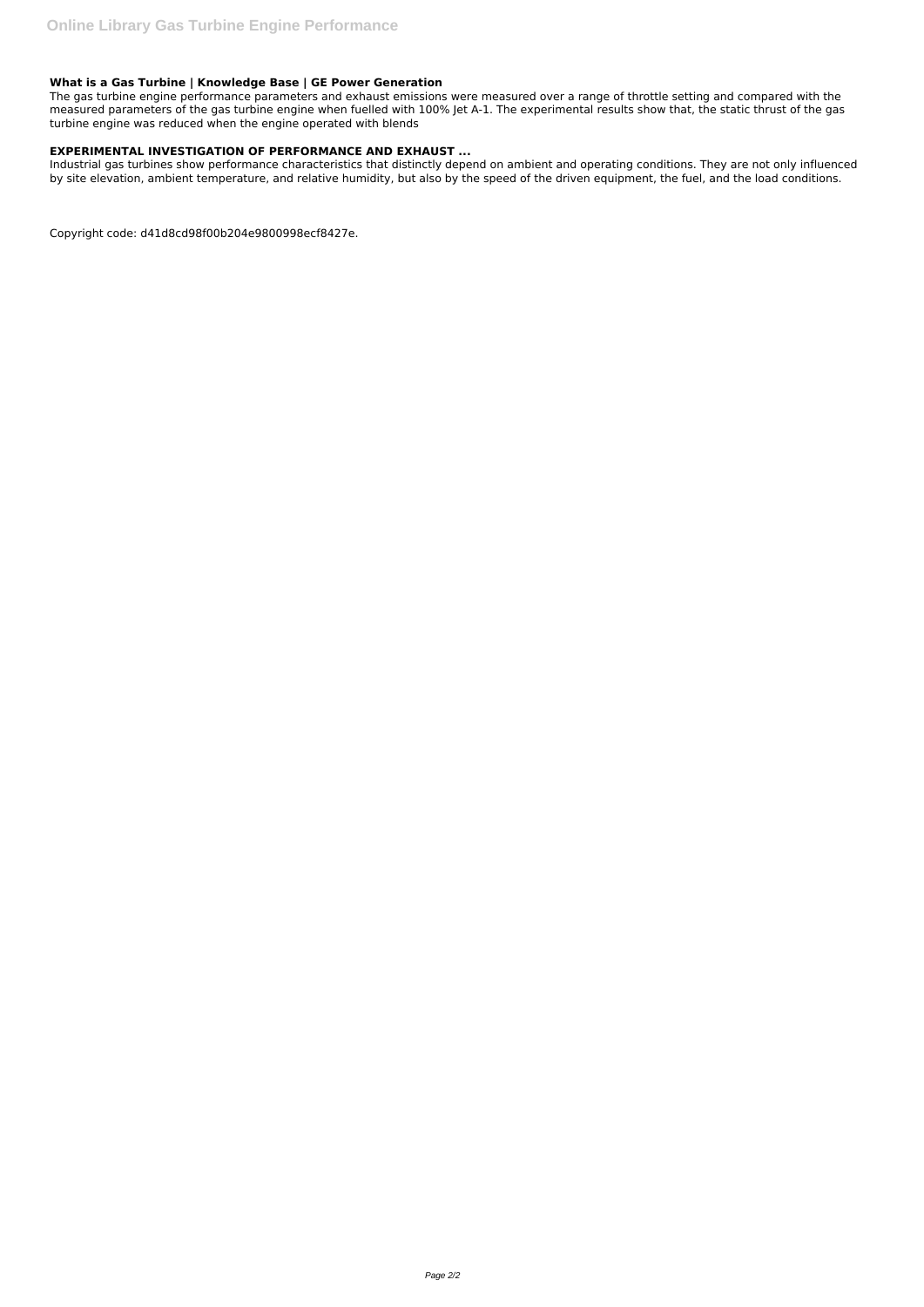### What is a Gas Turbine | Knowledge Base | GE Power Generation

The gas turbine engine performance parameters and exhaust emissions were measured over a range of throttle setting and compared with the measured parameters of the gas turbine engine when fuelled with 100% Jet A-1. The experimental results show that, the static thrust of the gas turbine engine was reduced when the engine operated with blends

### EXPERIMENTAL INVESTIGATION OF PERFORMANCE AND EXHAUST ...

Industrial gas turbines show performance characteristics that distinctly depend on ambient and operating conditions. They are not only influenced by site elevation, ambient temperature, and relative humidity, but also by the speed of the driven equipment, the fuel, and the load conditions.

Copyright code: d41d8cd98f00b204e9800998ecf8427e.